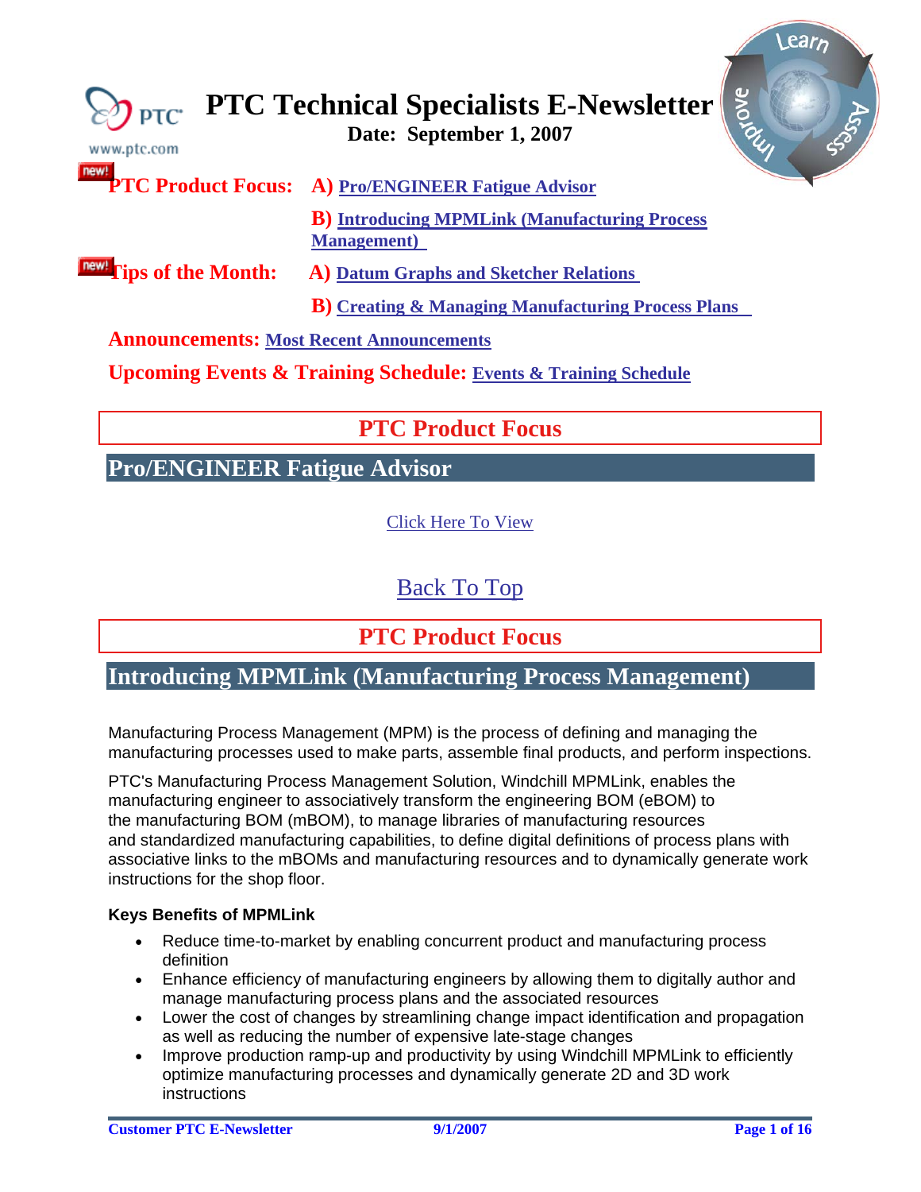# PTC Technical Specialists E-Newsletter

**Date: September 1, 2007**

**PTC Product Focus:** **A)** Pro/ENGINEER Fatigue Advisor

**B)** Introducing MPMLink (Manufacturing Process Management)

**Tips of the Month:** **A)** Datum Graphs and Sketcher Relations

**B)** Creating & Managing Manufacturing Process Plans

**Announcements:** Most Recent Announcements

**Upcoming Events & Training Schedule:** Events & Training Schedule

## PTC Product Focus

## Pro/ENGINEER Fatigue Advisor

Click Here To View

Back To Top

## PTC Product Focus

## Introducing MPMLink (Manufacturing Process Management)

Manufacturing Process Management (MPM) is the process of defining and managing the manufacturing processes used to make parts, assemble final products, and perform inspections.

PTC's Manufacturing Process Management Solution, Windchill MPMLink, enables the manufacturing engineer to associatively transform the engineering BOM (eBOM) to the manufacturing BOM (mBOM), to manage libraries of manufacturing resources and standardized manufacturing capabilities, to define digital definitions of process plans with associative links to the mBOMs and manufacturing resources and to dynamically generate work instructions for the shop floor.

**Keys Benefits of MPMLink**

- Reduce time-to-market by enabling concurrent product and manufacturing process definition
- Enhance efficiency of manufacturing engineers by allowing them to digitally author and manage manufacturing process plans and the associated resources
- Lower the cost of changes by streamlining change impact identification and propagation as well as reducing the number of expensive late-stage changes
- Improve production ramp-up and productivity by using Windchill MPMLink to efficiently optimize manufacturing processes and dynamically generate 2D and 3D work instructions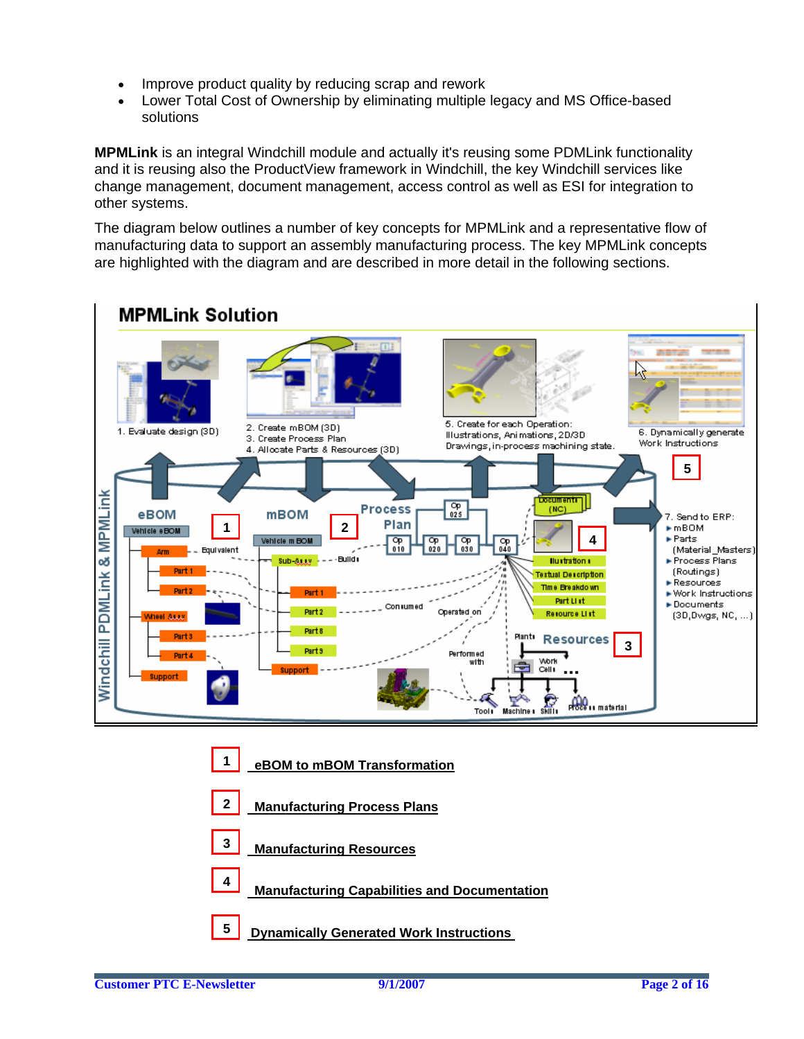- Improve product quality by reducing scrap and rework
- Lower Total Cost of Ownership by eliminating multiple legacy and MS Office-based solutions

**MPMLink** is an integral Windchill module and actually it's reusing some PDMLink functionality and it is reusing also the ProductView framework in Windchill, the key Windchill services like change management, document management, access control as well as ESI for integration to other systems.

The diagram below outlines a number of key concepts for MPMLink and a representative flow of manufacturing data to support an assembly manufacturing process. The key MPMLink concepts are highlighted with the diagram and are described in more detail in the following sections.

**MPMLink Solution**

1. Evaluate design (3D)
2. Create mBOM (3D)
3. Create Process Plan
4. Allocate Parts & Resources (3D)
5. Create for each Operation: Illustrations, Animations, 2D/3D Drawings, in-process machining state.
6. Dynamically generate Work Instructions
7. Send to ERP:
   - mBOM
   - Parts (Material_Masters)
   - Process Plans (Routings)
   - Resources
   - Work Instructions
   - Documents (3D, Dwgs, NC, ...)

1 eBOM to mBOM Transformation

2 Manufacturing Process Plans

3 Manufacturing Resources

4 Manufacturing Capabilities and Documentation

5 Dynamically Generated Work Instructions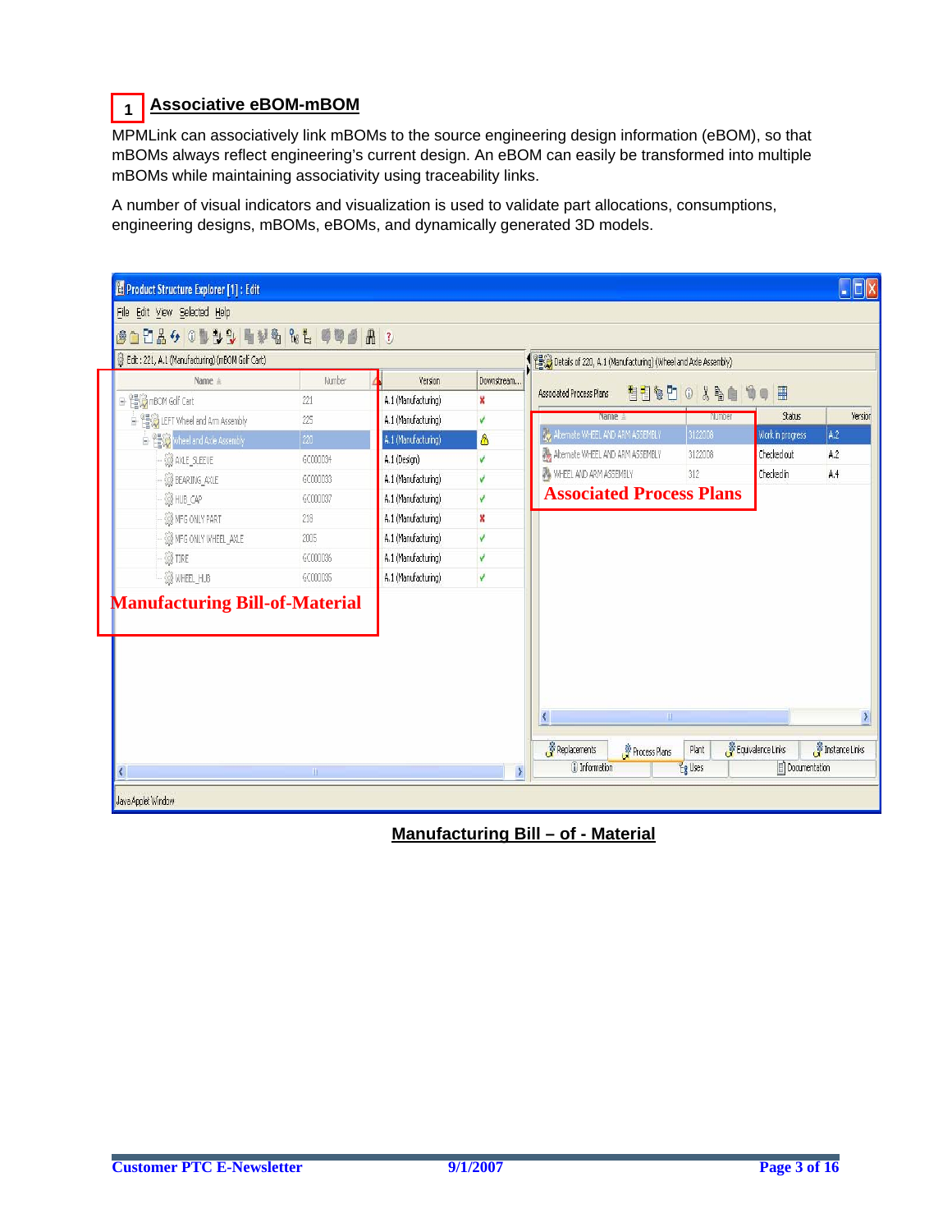## 1 Associative eBOM-mBOM

MPMLink can associatively link mBOMs to the source engineering design information (eBOM), so that mBOMs always reflect engineering's current design. An eBOM can easily be transformed into multiple mBOMs while maintaining associativity using traceability links.

A number of visual indicators and visualization is used to validate part allocations, consumptions, engineering designs, mBOMs, eBOMs, and dynamically generated 3D models.

**Manufacturing Bill – of - Material**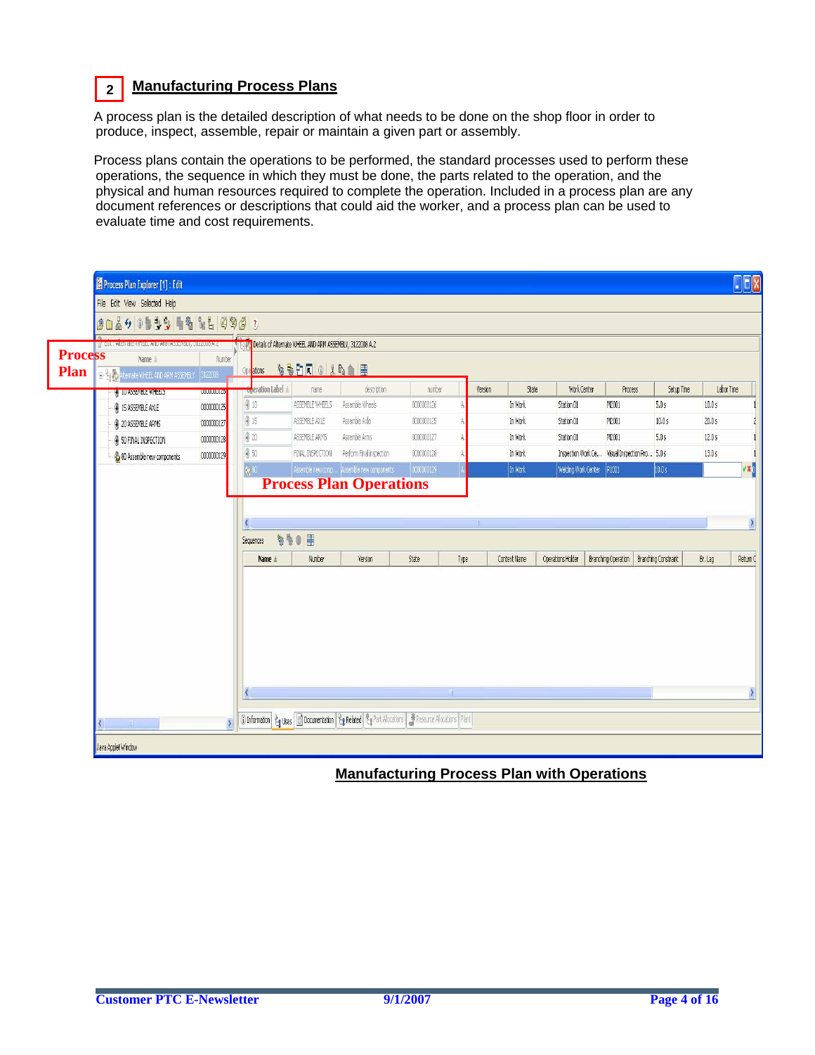## 2 Manufacturing Process Plans

A process plan is the detailed description of what needs to be done on the shop floor in order to produce, inspect, assemble, repair or maintain a given part or assembly.

Process plans contain the operations to be performed, the standard processes used to perform these operations, the sequence in which they must be done, the parts related to the operation, and the physical and human resources required to complete the operation. Included in a process plan are any document references or descriptions that could aid the worker, and a process plan can be used to evaluate time and cost requirements.

**Manufacturing Process Plan with Operations**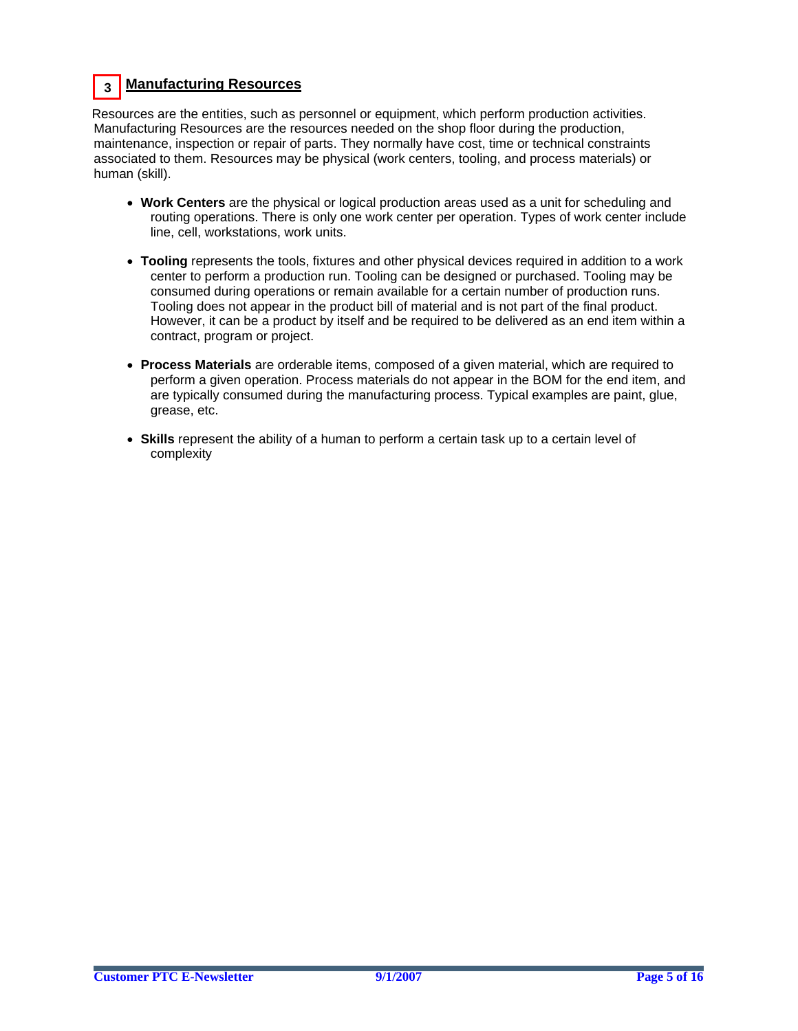## 3 Manufacturing Resources

Resources are the entities, such as personnel or equipment, which perform production activities. Manufacturing Resources are the resources needed on the shop floor during the production, maintenance, inspection or repair of parts. They normally have cost, time or technical constraints associated to them. Resources may be physical (work centers, tooling, and process materials) or human (skill).

- **Work Centers** are the physical or logical production areas used as a unit for scheduling and routing operations. There is only one work center per operation. Types of work center include line, cell, workstations, work units.

- **Tooling** represents the tools, fixtures and other physical devices required in addition to a work center to perform a production run. Tooling can be designed or purchased. Tooling may be consumed during operations or remain available for a certain number of production runs. Tooling does not appear in the product bill of material and is not part of the final product. However, it can be a product by itself and be required to be delivered as an end item within a contract, program or project.

- **Process Materials** are orderable items, composed of a given material, which are required to perform a given operation. Process materials do not appear in the BOM for the end item, and are typically consumed during the manufacturing process. Typical examples are paint, glue, grease, etc.

- **Skills** represent the ability of a human to perform a certain task up to a certain level of complexity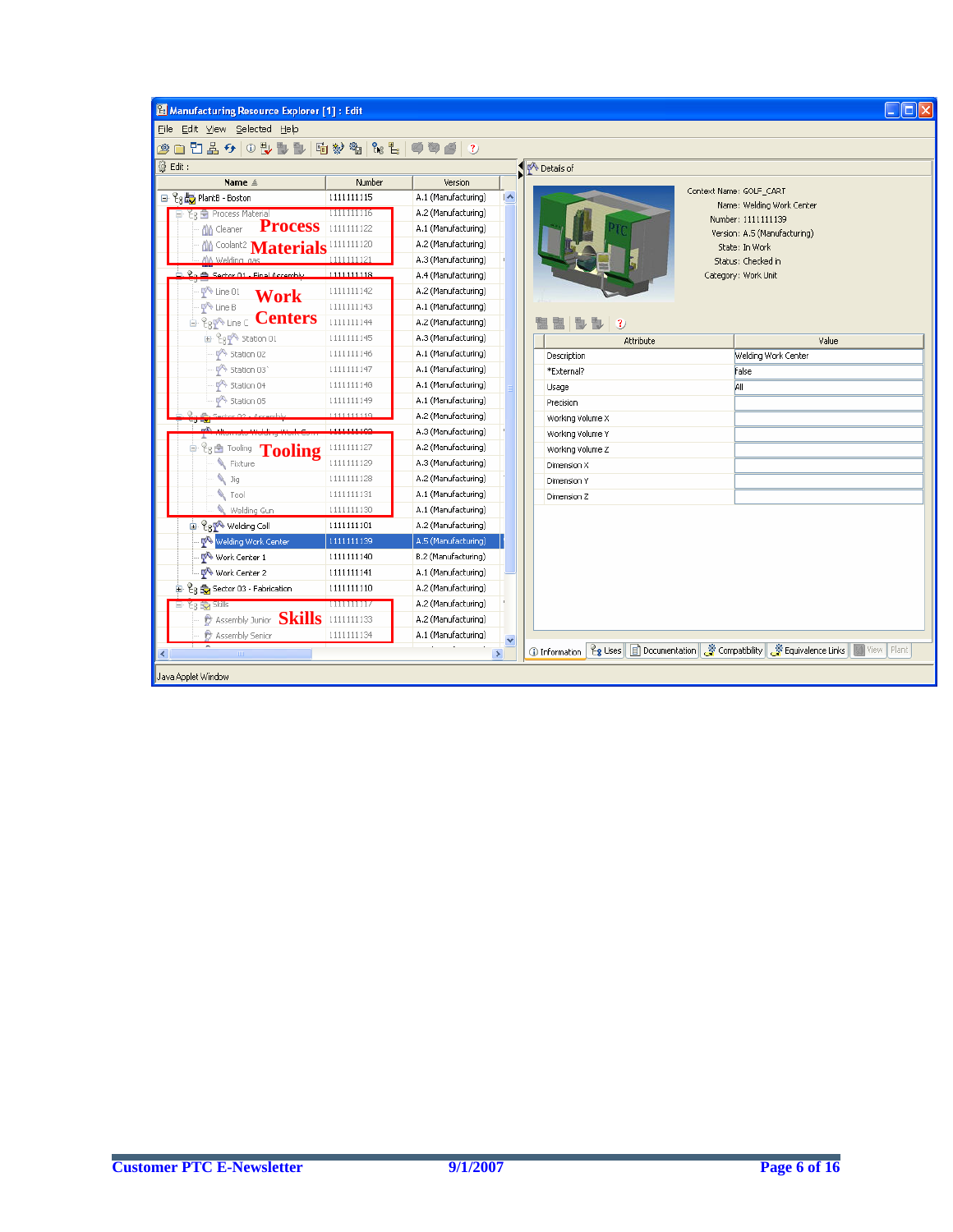Manufacturing Resource Explorer [1] : Edit

File Edit View Selected Help

Edit :

| Name | Number | Version |
|---|---|---|
| PlantB - Boston | 1111111115 | A.1 (Manufacturing) |
| Process Material | 1111111116 | A.2 (Manufacturing) |
| Cleaner | 1111111122 | A.1 (Manufacturing) |
| Coolant2 | 1111111120 | A.2 (Manufacturing) |
| Welding gas | 1111111121 | A.3 (Manufacturing) |
| Sector 01 - Final Assembly | 1111111118 | A.4 (Manufacturing) |
| Line 01 | 1111111142 | A.2 (Manufacturing) |
| Line B | 1111111143 | A.1 (Manufacturing) |
| Line C | 1111111144 | A.2 (Manufacturing) |
| Station 01 | 1111111145 | A.3 (Manufacturing) |
| Station 02 | 1111111146 | A.1 (Manufacturing) |
| Station 03 | 1111111147 | A.1 (Manufacturing) |
| Station 04 | 1111111148 | A.1 (Manufacturing) |
| Station 05 | 1111111149 | A.1 (Manufacturing) |
| Sector 02 - Assembly | 1111111119 | A.2 (Manufacturing) |
| Alternate Welding Work Cent | 1111111150 | A.3 (Manufacturing) |
| Tooling | 1111111127 | A.2 (Manufacturing) |
| Fixture | 1111111129 | A.3 (Manufacturing) |
| Jig | 1111111128 | A.2 (Manufacturing) |
| Tool | 1111111131 | A.1 (Manufacturing) |
| Welding Gun | 1111111130 | A.1 (Manufacturing) |
| Welding Cell | 1111111101 | A.2 (Manufacturing) |
| Welding Work Center | 1111111139 | A.5 (Manufacturing) |
| Work Center 1 | 1111111140 | B.2 (Manufacturing) |
| Work Center 2 | 1111111141 | A.1 (Manufacturing) |
| Sector 03 - Fabrication | 1111111110 | A.2 (Manufacturing) |
| Skills | 1111111117 | A.2 (Manufacturing) |
| Assembly Junior | 1111111133 | A.2 (Manufacturing) |
| Assembly Senior | 1111111134 | A.1 (Manufacturing) |

**Process Materials** | **Work Centers** | **Tooling** | **Skills**

Details of

Context Name: GOLF_CART
Name: Welding Work Center
Number: 1111111139
Version: A.5 (Manufacturing)
State: In Work
Status: Checked in
Category: Work Unit

| Attribute | Value |
|---|---|
| Description | Welding Work Center |
| *External? | false |
| Usage | All |
| Precision | |
| Working volume X | |
| Working volume Y | |
| Working volume Z | |
| Dimension X | |
| Dimension Y | |
| Dimension Z | |

Information | Uses | Documentation | Compatibility | Equivalence Links | View | Plant

Java Applet Window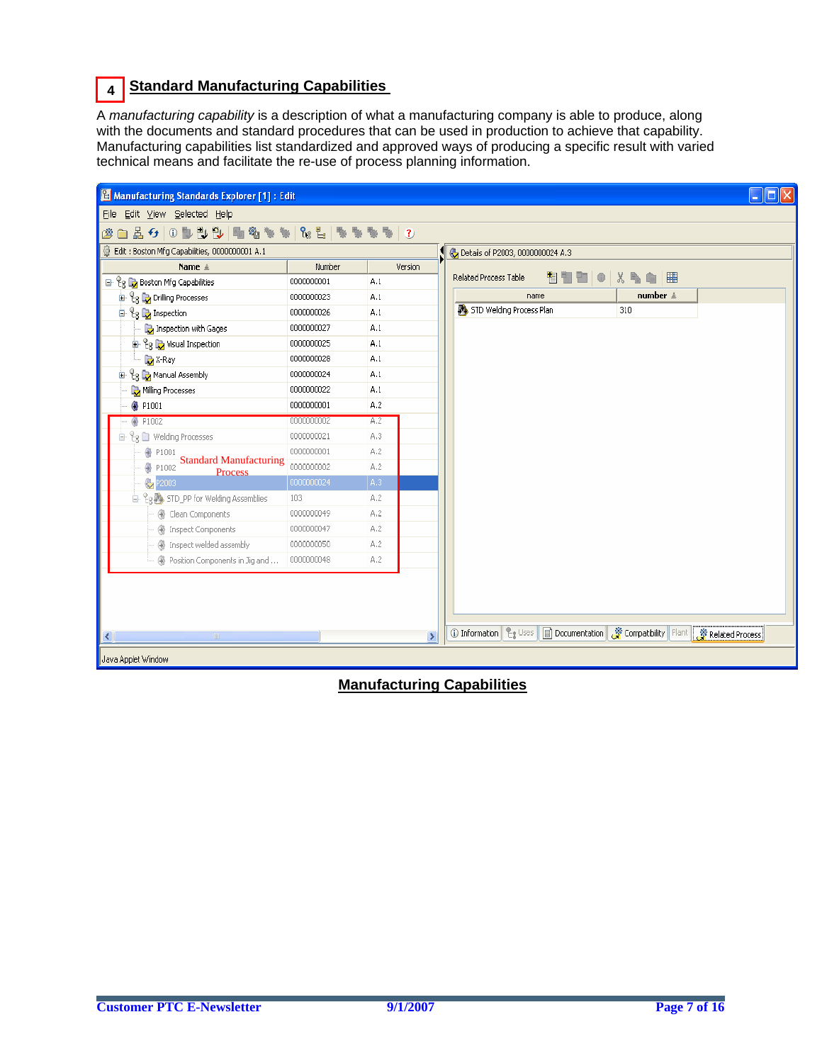## 4 Standard Manufacturing Capabilities

A *manufacturing capability* is a description of what a manufacturing company is able to produce, along with the documents and standard procedures that can be used in production to achieve that capability. Manufacturing capabilities list standardized and approved ways of producing a specific result with varied technical means and facilitate the re-use of process planning information.

**Manufacturing Capabilities**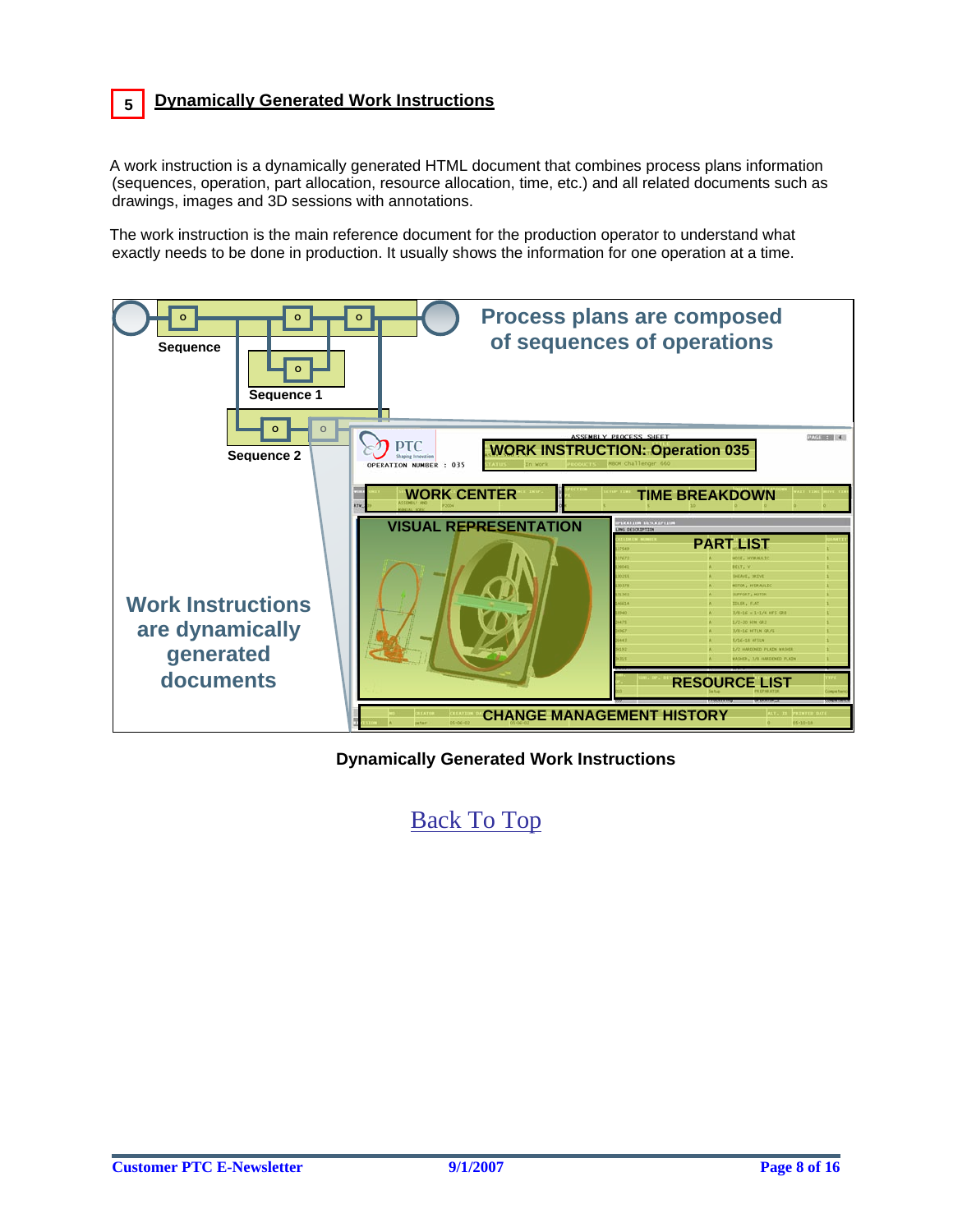## 5 Dynamically Generated Work Instructions

A work instruction is a dynamically generated HTML document that combines process plans information (sequences, operation, part allocation, resource allocation, time, etc.) and all related documents such as drawings, images and 3D sessions with annotations.

The work instruction is the main reference document for the production operator to understand what exactly needs to be done in production. It usually shows the information for one operation at a time.

**Dynamically Generated Work Instructions**

Back To Top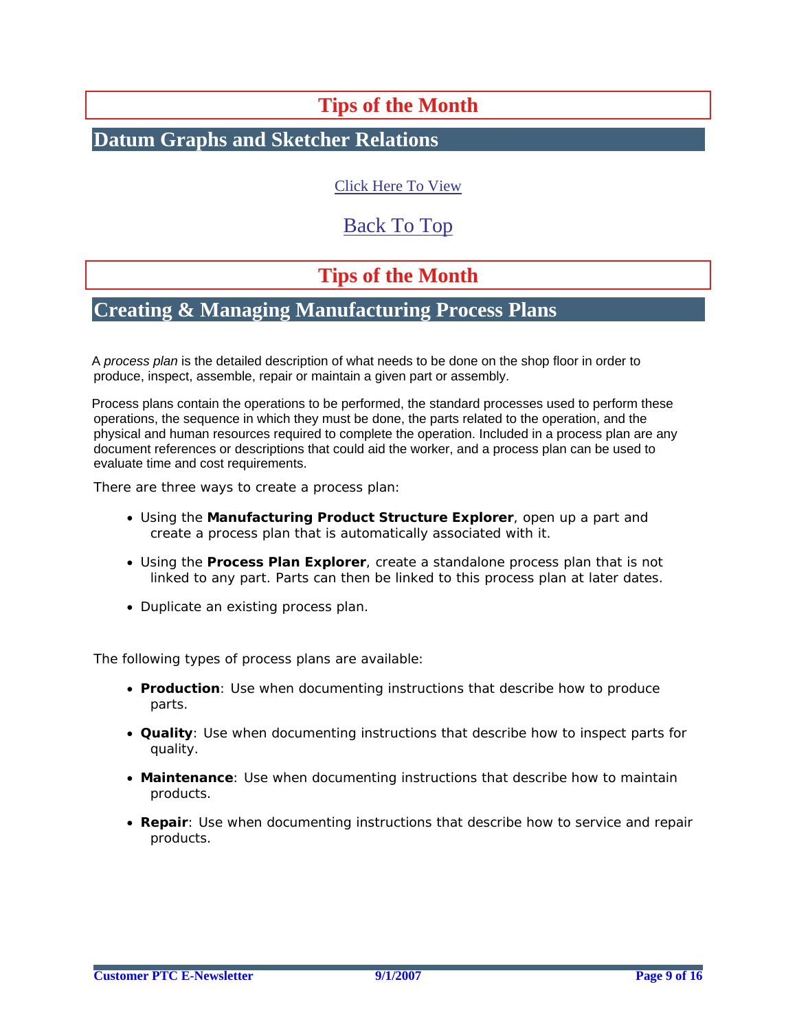# Tips of the Month

## Datum Graphs and Sketcher Relations

Click Here To View

Back To Top

# Tips of the Month

## Creating & Managing Manufacturing Process Plans

A *process plan* is the detailed description of what needs to be done on the shop floor in order to produce, inspect, assemble, repair or maintain a given part or assembly.

Process plans contain the operations to be performed, the standard processes used to perform these operations, the sequence in which they must be done, the parts related to the operation, and the physical and human resources required to complete the operation. Included in a process plan are any document references or descriptions that could aid the worker, and a process plan can be used to evaluate time and cost requirements.

There are three ways to create a process plan:

- Using the **Manufacturing Product Structure Explorer**, open up a part and create a process plan that is automatically associated with it.
- Using the **Process Plan Explorer**, create a standalone process plan that is not linked to any part. Parts can then be linked to this process plan at later dates.
- Duplicate an existing process plan.

The following types of process plans are available:

- **Production**: Use when documenting instructions that describe how to produce parts.
- **Quality**: Use when documenting instructions that describe how to inspect parts for quality.
- **Maintenance**: Use when documenting instructions that describe how to maintain products.
- **Repair**: Use when documenting instructions that describe how to service and repair products.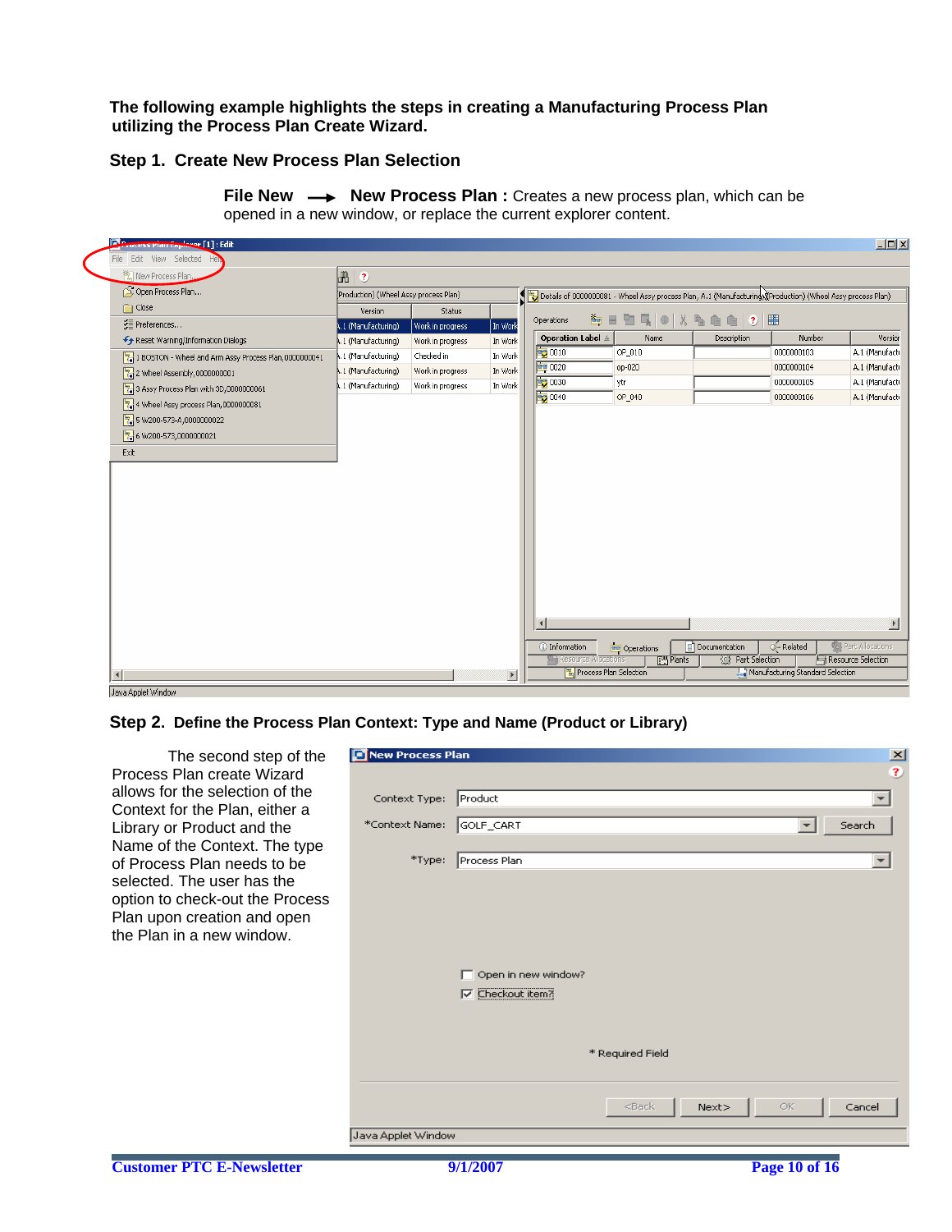**The following example highlights the steps in creating a Manufacturing Process Plan utilizing the Process Plan Create Wizard.**

## Step 1. Create New Process Plan Selection

**File New ⟶ New Process Plan :** Creates a new process plan, which can be opened in a new window, or replace the current explorer content.

## Step 2. Define the Process Plan Context: Type and Name (Product or Library)

The second step of the Process Plan create Wizard allows for the selection of the Context for the Plan, either a Library or Product and the Name of the Context. The type of Process Plan needs to be selected. The user has the option to check-out the Process Plan upon creation and open the Plan in a new window.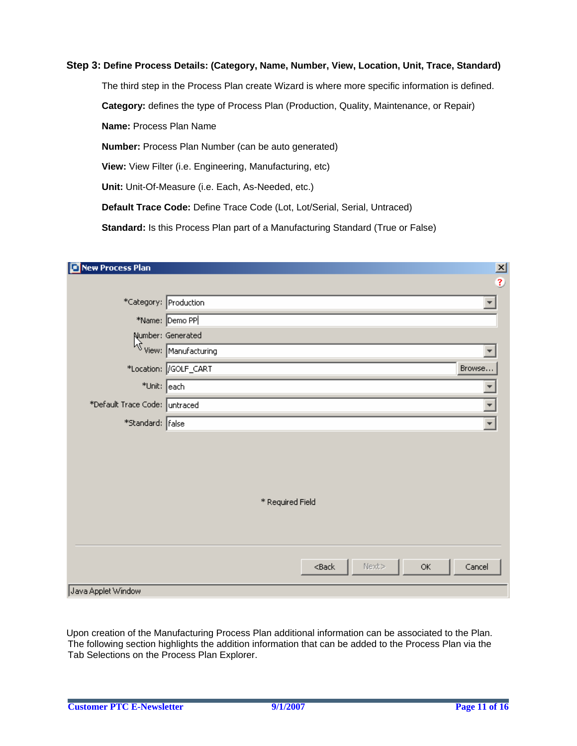**Step 3: Define Process Details: (Category, Name, Number, View, Location, Unit, Trace, Standard)**

The third step in the Process Plan create Wizard is where more specific information is defined.

**Category:** defines the type of Process Plan (Production, Quality, Maintenance, or Repair)

**Name:** Process Plan Name

**Number:** Process Plan Number (can be auto generated)

**View:** View Filter (i.e. Engineering, Manufacturing, etc)

**Unit:** Unit-Of-Measure (i.e. Each, As-Needed, etc.)

**Default Trace Code:** Define Trace Code (Lot, Lot/Serial, Serial, Untraced)

**Standard:** Is this Process Plan part of a Manufacturing Standard (True or False)

Upon creation of the Manufacturing Process Plan additional information can be associated to the Plan. The following section highlights the addition information that can be added to the Process Plan via the Tab Selections on the Process Plan Explorer.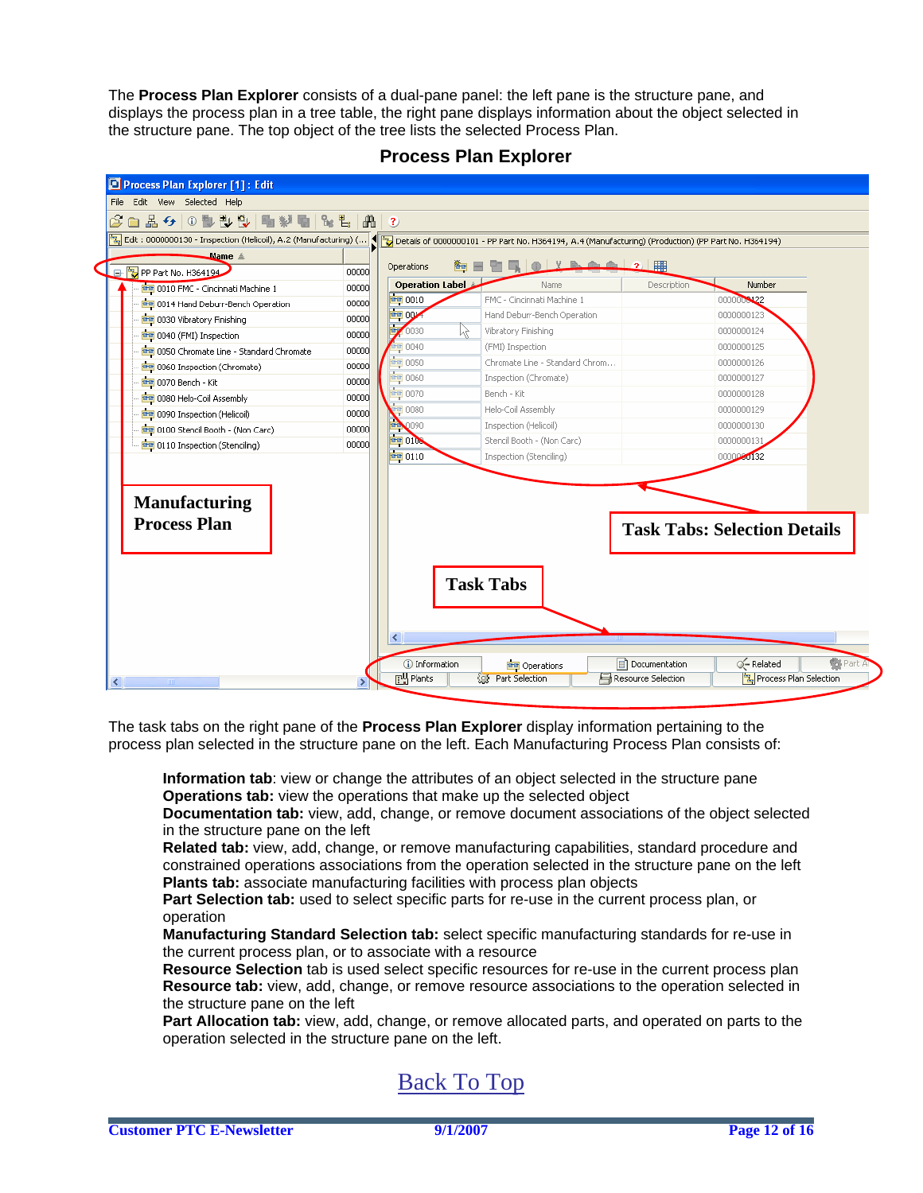The **Process Plan Explorer** consists of a dual-pane panel: the left pane is the structure pane, and displays the process plan in a tree table, the right pane displays information about the object selected in the structure pane. The top object of the tree lists the selected Process Plan.

## Process Plan Explorer

The task tabs on the right pane of the **Process Plan Explorer** display information pertaining to the process plan selected in the structure pane on the left. Each Manufacturing Process Plan consists of:

**Information tab**: view or change the attributes of an object selected in the structure pane
**Operations tab:** view the operations that make up the selected object
**Documentation tab:** view, add, change, or remove document associations of the object selected in the structure pane on the left
**Related tab:** view, add, change, or remove manufacturing capabilities, standard procedure and constrained operations associations from the operation selected in the structure pane on the left
**Plants tab:** associate manufacturing facilities with process plan objects
**Part Selection tab:** used to select specific parts for re-use in the current process plan, or operation
**Manufacturing Standard Selection tab:** select specific manufacturing standards for re-use in the current process plan, or to associate with a resource
**Resource Selection** tab is used select specific resources for re-use in the current process plan
**Resource tab:** view, add, change, or remove resource associations to the operation selected in the structure pane on the left
**Part Allocation tab:** view, add, change, or remove allocated parts, and operated on parts to the operation selected in the structure pane on the left.

Back To Top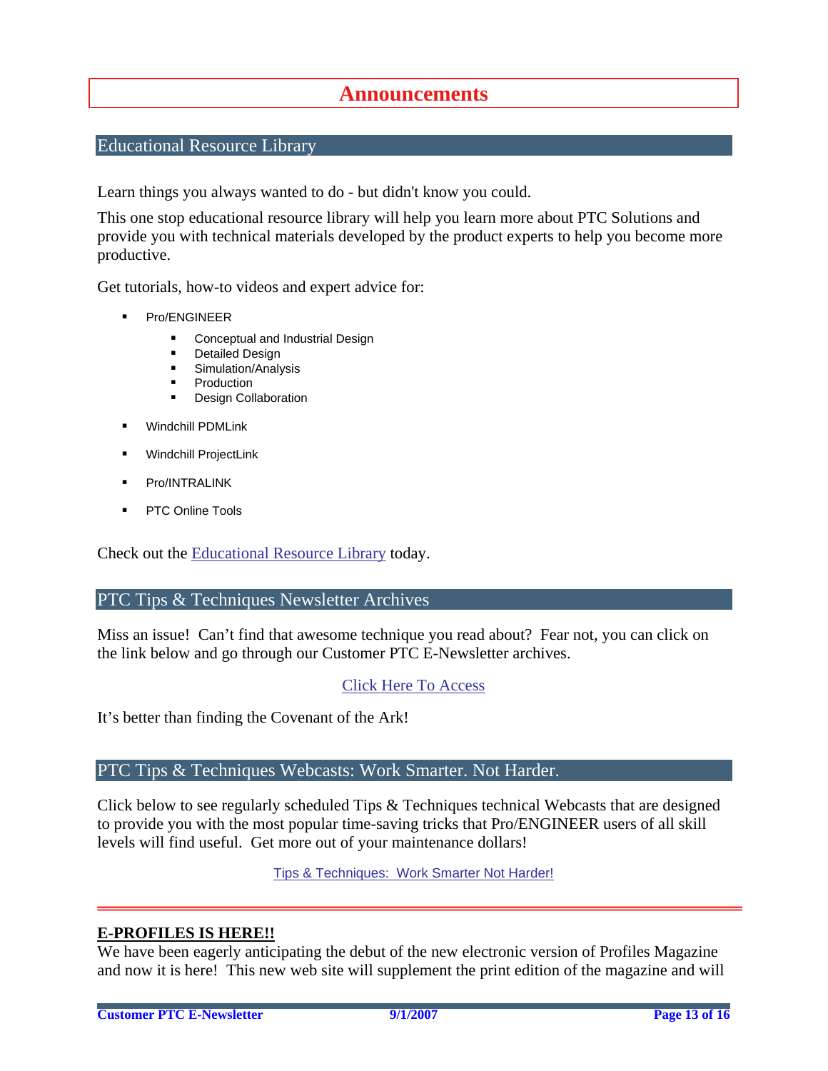# Announcements

## Educational Resource Library

Learn things you always wanted to do - but didn't know you could.

This one stop educational resource library will help you learn more about PTC Solutions and provide you with technical materials developed by the product experts to help you become more productive.

Get tutorials, how-to videos and expert advice for:

- Pro/ENGINEER
  - Conceptual and Industrial Design
  - Detailed Design
  - Simulation/Analysis
  - Production
  - Design Collaboration
- Windchill PDMLink
- Windchill ProjectLink
- Pro/INTRALINK
- PTC Online Tools

Check out the Educational Resource Library today.

## PTC Tips & Techniques Newsletter Archives

Miss an issue! Can't find that awesome technique you read about? Fear not, you can click on the link below and go through our Customer PTC E-Newsletter archives.

Click Here To Access

It's better than finding the Covenant of the Ark!

## PTC Tips & Techniques Webcasts: Work Smarter. Not Harder.

Click below to see regularly scheduled Tips & Techniques technical Webcasts that are designed to provide you with the most popular time-saving tricks that Pro/ENGINEER users of all skill levels will find useful. Get more out of your maintenance dollars!

Tips & Techniques: Work Smarter Not Harder!

---

**E-PROFILES IS HERE!!**

We have been eagerly anticipating the debut of the new electronic version of Profiles Magazine and now it is here! This new web site will supplement the print edition of the magazine and will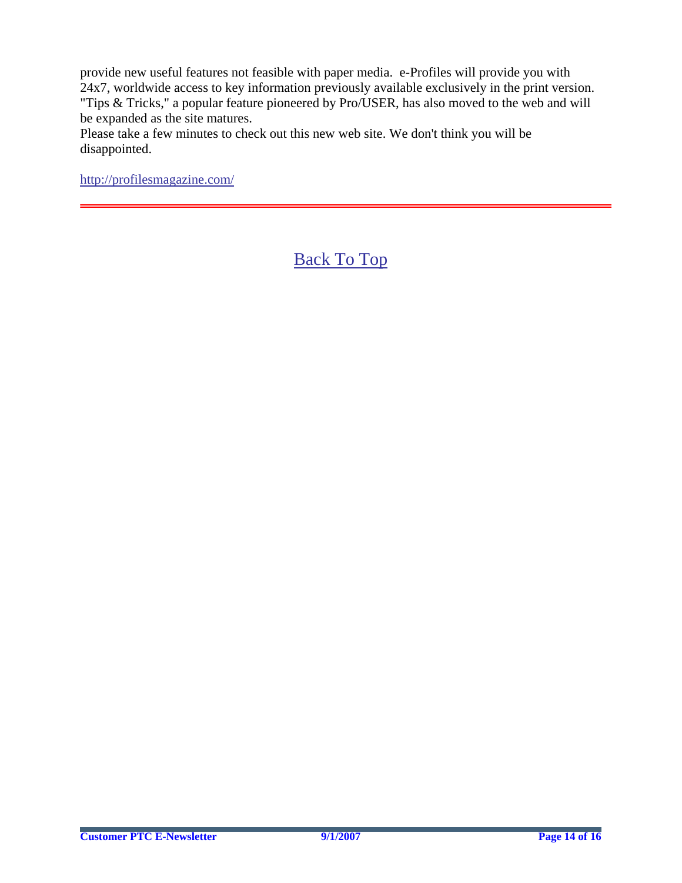provide new useful features not feasible with paper media. e-Profiles will provide you with 24x7, worldwide access to key information previously available exclusively in the print version. "Tips & Tricks," a popular feature pioneered by Pro/USER, has also moved to the web and will be expanded as the site matures.

Please take a few minutes to check out this new web site. We don't think you will be disappointed.

http://profilesmagazine.com/

---

Back To Top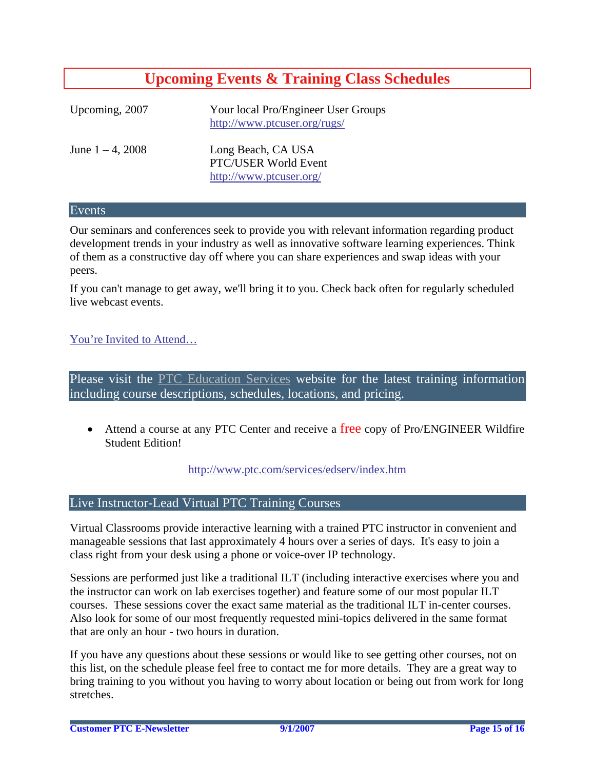## Upcoming Events & Training Class Schedules

| | |
|---|---|
| Upcoming, 2007 | Your local Pro/Engineer User Groups<br>http://www.ptcuser.org/rugs/ |
| June 1 – 4, 2008 | Long Beach, CA USA<br>PTC/USER World Event<br>http://www.ptcuser.org/ |

### Events

Our seminars and conferences seek to provide you with relevant information regarding product development trends in your industry as well as innovative software learning experiences. Think of them as a constructive day off where you can share experiences and swap ideas with your peers.

If you can't manage to get away, we'll bring it to you. Check back often for regularly scheduled live webcast events.

You're Invited to Attend…

### Please visit the PTC Education Services website for the latest training information including course descriptions, schedules, locations, and pricing.

- Attend a course at any PTC Center and receive a free copy of Pro/ENGINEER Wildfire Student Edition!

http://www.ptc.com/services/edserv/index.htm

### Live Instructor-Lead Virtual PTC Training Courses

Virtual Classrooms provide interactive learning with a trained PTC instructor in convenient and manageable sessions that last approximately 4 hours over a series of days. It's easy to join a class right from your desk using a phone or voice-over IP technology.

Sessions are performed just like a traditional ILT (including interactive exercises where you and the instructor can work on lab exercises together) and feature some of our most popular ILT courses. These sessions cover the exact same material as the traditional ILT in-center courses. Also look for some of our most frequently requested mini-topics delivered in the same format that are only an hour - two hours in duration.

If you have any questions about these sessions or would like to see getting other courses, not on this list, on the schedule please feel free to contact me for more details. They are a great way to bring training to you without you having to worry about location or being out from work for long stretches.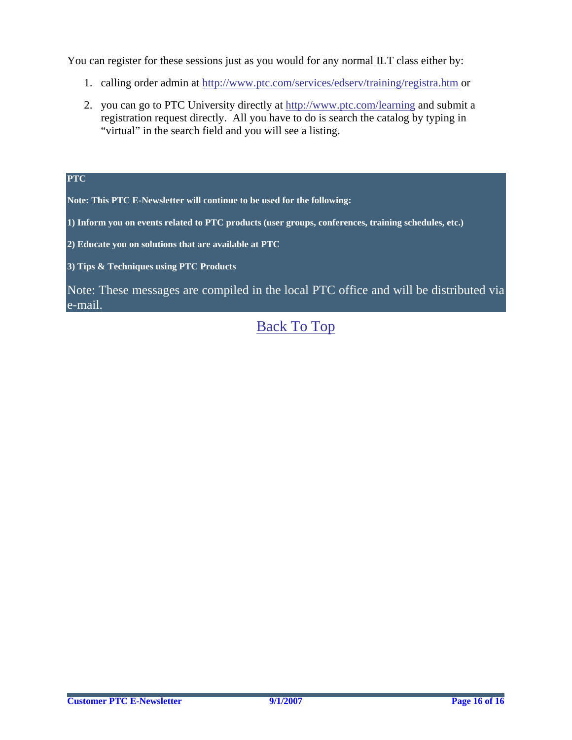You can register for these sessions just as you would for any normal ILT class either by:

1. calling order admin at http://www.ptc.com/services/edserv/training/registra.htm or
2. you can go to PTC University directly at http://www.ptc.com/learning and submit a registration request directly. All you have to do is search the catalog by typing in "virtual" in the search field and you will see a listing.

**PTC**

**Note: This PTC E-Newsletter will continue to be used for the following:**

**1) Inform you on events related to PTC products (user groups, conferences, training schedules, etc.)**

**2) Educate you on solutions that are available at PTC**

**3) Tips & Techniques using PTC Products**

Note: These messages are compiled in the local PTC office and will be distributed via e-mail.

Back To Top